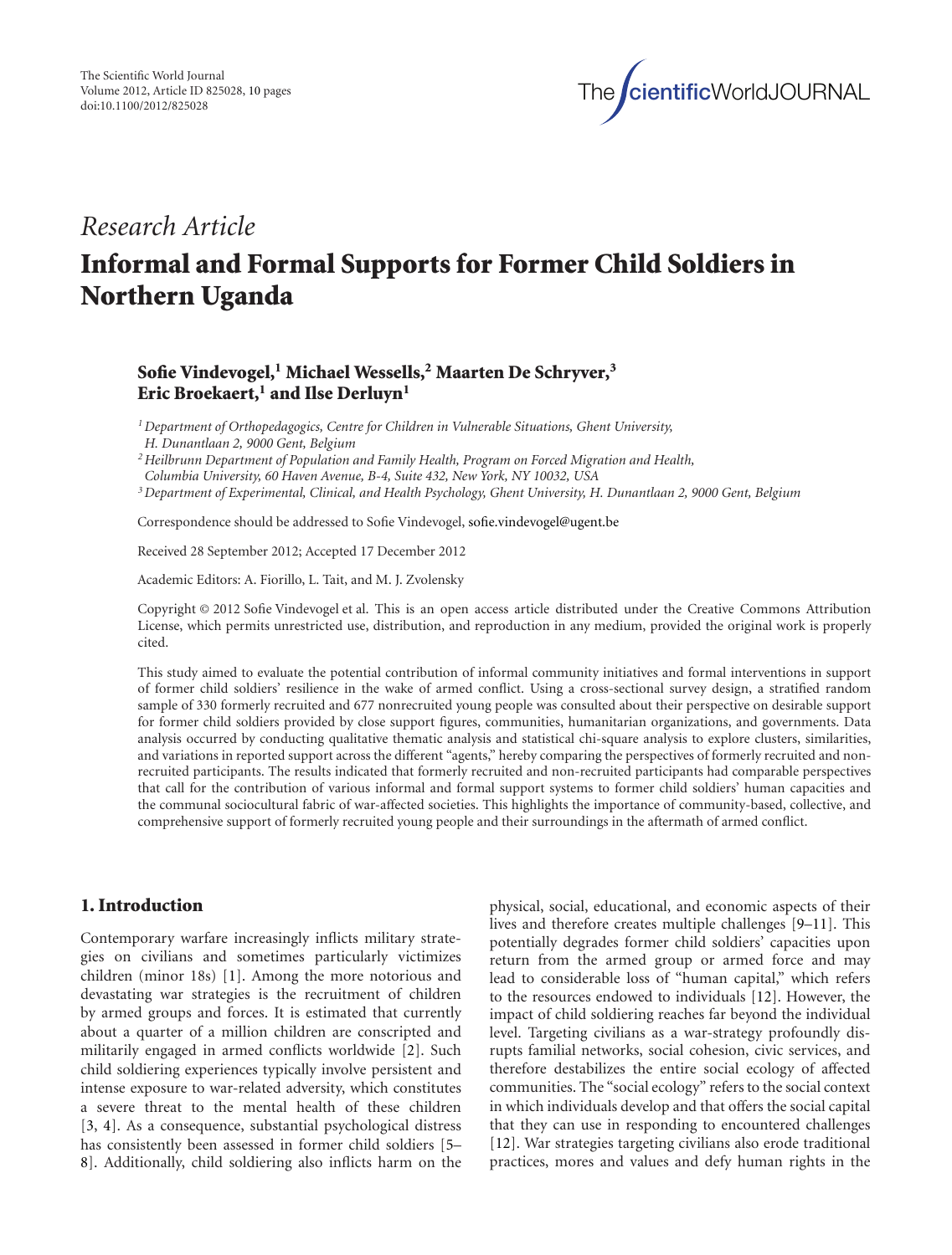*Research Article*

# Informal and Formal Supports for Former Child Soldiers in Northern Uganda

**Sofie Vindevogel,[1] Michael Wessells,[2] Maarten De Schryver,[3] Eric Broekaert,[1] and Ilse Derluyn[1]**

[1] *Department of Orthopedagogics, Centre for Children in Vulnerable Situations, Ghent University, H. Dunantlaan 2, 9000 Gent, Belgium*

[2] *Heilbrunn Department of Population and Family Health, Program on Forced Migration and Health, Columbia University, 60 Haven Avenue, B-4, Suite 432, New York, NY 10032, USA*

[3] *Department of Experimental, Clinical, and Health Psychology, Ghent University, H. Dunantlaan 2, 9000 Gent, Belgium*

Correspondence should be addressed to Sofie Vindevogel, sofie.vindevogel@ugent.be

Received 28 September 2012; Accepted 17 December 2012

Academic Editors: A. Fiorillo, L. Tait, and M. J. Zvolensky

Copyright © 2012 Sofie Vindevogel et al. This is an open access article distributed under the Creative Commons Attribution License, which permits unrestricted use, distribution, and reproduction in any medium, provided the original work is properly cited.

This study aimed to evaluate the potential contribution of informal community initiatives and formal interventions in support of former child soldiers' resilience in the wake of armed conflict. Using a cross-sectional survey design, a stratified random sample of 330 formerly recruited and 677 nonrecruited young people was consulted about their perspective on desirable support for former child soldiers provided by close support figures, communities, humanitarian organizations, and governments. Data analysis occurred by conducting qualitative thematic analysis and statistical chi-square analysis to explore clusters, similarities, and variations in reported support across the different "agents," hereby comparing the perspectives of formerly recruited and non-recruited participants. The results indicated that formerly recruited and non-recruited participants had comparable perspectives that call for the contribution of various informal and formal support systems to former child soldiers' human capacities and the communal sociocultural fabric of war-affected societies. This highlights the importance of community-based, collective, and comprehensive support of formerly recruited young people and their surroundings in the aftermath of armed conflict.

## 1. Introduction

Contemporary warfare increasingly inflicts military strategies on civilians and sometimes particularly victimizes children (minor 18s) [1]. Among the more notorious and devastating war strategies is the recruitment of children by armed groups and forces. It is estimated that currently about a quarter of a million children are conscripted and militarily engaged in armed conflicts worldwide [2]. Such child soldiering experiences typically involve persistent and intense exposure to war-related adversity, which constitutes a severe threat to the mental health of these children [3, 4]. As a consequence, substantial psychological distress has consistently been assessed in former child soldiers [5–8]. Additionally, child soldiering also inflicts harm on the physical, social, educational, and economic aspects of their lives and therefore creates multiple challenges [9–11]. This potentially degrades former child soldiers' capacities upon return from the armed group or armed force and may lead to considerable loss of "human capital," which refers to the resources endowed to individuals [12]. However, the impact of child soldiering reaches far beyond the individual level. Targeting civilians as a war-strategy profoundly disrupts familial networks, social cohesion, civic services, and therefore destabilizes the entire social ecology of affected communities. The "social ecology" refers to the social context in which individuals develop and that offers the social capital that they can use in responding to encountered challenges [12]. War strategies targeting civilians also erode traditional practices, mores and values and defy human rights in the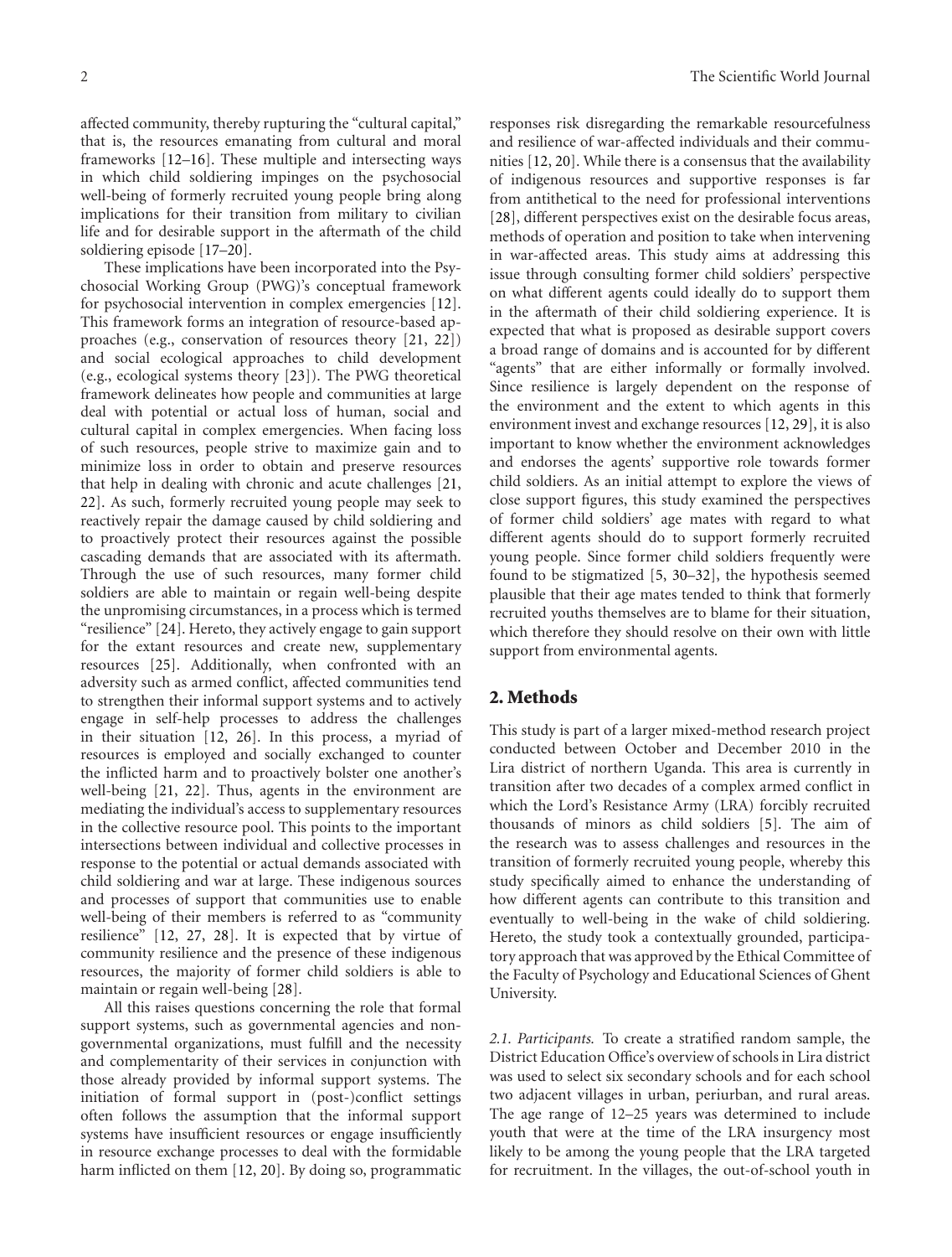affected community, thereby rupturing the "cultural capital," that is, the resources emanating from cultural and moral frameworks [12–16]. These multiple and intersecting ways in which child soldiering impinges on the psychosocial well-being of formerly recruited young people bring along implications for their transition from military to civilian life and for desirable support in the aftermath of the child soldiering episode [17–20].

These implications have been incorporated into the Psychosocial Working Group (PWG)'s conceptual framework for psychosocial intervention in complex emergencies [12]. This framework forms an integration of resource-based approaches (e.g., conservation of resources theory [21, 22]) and social ecological approaches to child development (e.g., ecological systems theory [23]). The PWG theoretical framework delineates how people and communities at large deal with potential or actual loss of human, social and cultural capital in complex emergencies. When facing loss of such resources, people strive to maximize gain and to minimize loss in order to obtain and preserve resources that help in dealing with chronic and acute challenges [21, 22]. As such, formerly recruited young people may seek to reactively repair the damage caused by child soldiering and to proactively protect their resources against the possible cascading demands that are associated with its aftermath. Through the use of such resources, many former child soldiers are able to maintain or regain well-being despite the unpromising circumstances, in a process which is termed "resilience" [24]. Hereto, they actively engage to gain support for the extant resources and create new, supplementary resources [25]. Additionally, when confronted with an adversity such as armed conflict, affected communities tend to strengthen their informal support systems and to actively engage in self-help processes to address the challenges in their situation [12, 26]. In this process, a myriad of resources is employed and socially exchanged to counter the inflicted harm and to proactively bolster one another's well-being [21, 22]. Thus, agents in the environment are mediating the individual's access to supplementary resources in the collective resource pool. This points to the important intersections between individual and collective processes in response to the potential or actual demands associated with child soldiering and war at large. These indigenous sources and processes of support that communities use to enable well-being of their members is referred to as "community resilience" [12, 27, 28]. It is expected that by virtue of community resilience and the presence of these indigenous resources, the majority of former child soldiers is able to maintain or regain well-being [28].

All this raises questions concerning the role that formal support systems, such as governmental agencies and non-governmental organizations, must fulfill and the necessity and complementarity of their services in conjunction with those already provided by informal support systems. The initiation of formal support in (post-)conflict settings often follows the assumption that the informal support systems have insufficient resources or engage insufficiently in resource exchange processes to deal with the formidable harm inflicted on them [12, 20]. By doing so, programmatic responses risk disregarding the remarkable resourcefulness and resilience of war-affected individuals and their communities [12, 20]. While there is a consensus that the availability of indigenous resources and supportive responses is far from antithetical to the need for professional interventions [28], different perspectives exist on the desirable focus areas, methods of operation and position to take when intervening in war-affected areas. This study aims at addressing this issue through consulting former child soldiers' perspective on what different agents could ideally do to support them in the aftermath of their child soldiering experience. It is expected that what is proposed as desirable support covers a broad range of domains and is accounted for by different "agents" that are either informally or formally involved. Since resilience is largely dependent on the response of the environment and the extent to which agents in this environment invest and exchange resources [12, 29], it is also important to know whether the environment acknowledges and endorses the agents' supportive role towards former child soldiers. As an initial attempt to explore the views of close support figures, this study examined the perspectives of former child soldiers' age mates with regard to what different agents should do to support formerly recruited young people. Since former child soldiers frequently were found to be stigmatized [5, 30–32], the hypothesis seemed plausible that their age mates tended to think that formerly recruited youths themselves are to blame for their situation, which therefore they should resolve on their own with little support from environmental agents.

## 2. Methods

This study is part of a larger mixed-method research project conducted between October and December 2010 in the Lira district of northern Uganda. This area is currently in transition after two decades of a complex armed conflict in which the Lord's Resistance Army (LRA) forcibly recruited thousands of minors as child soldiers [5]. The aim of the research was to assess challenges and resources in the transition of formerly recruited young people, whereby this study specifically aimed to enhance the understanding of how different agents can contribute to this transition and eventually to well-being in the wake of child soldiering. Hereto, the study took a contextually grounded, participatory approach that was approved by the Ethical Committee of the Faculty of Psychology and Educational Sciences of Ghent University.

*2.1. Participants.* To create a stratified random sample, the District Education Office's overview of schools in Lira district was used to select six secondary schools and for each school two adjacent villages in urban, periurban, and rural areas. The age range of 12–25 years was determined to include youth that were at the time of the LRA insurgency most likely to be among the young people that the LRA targeted for recruitment. In the villages, the out-of-school youth in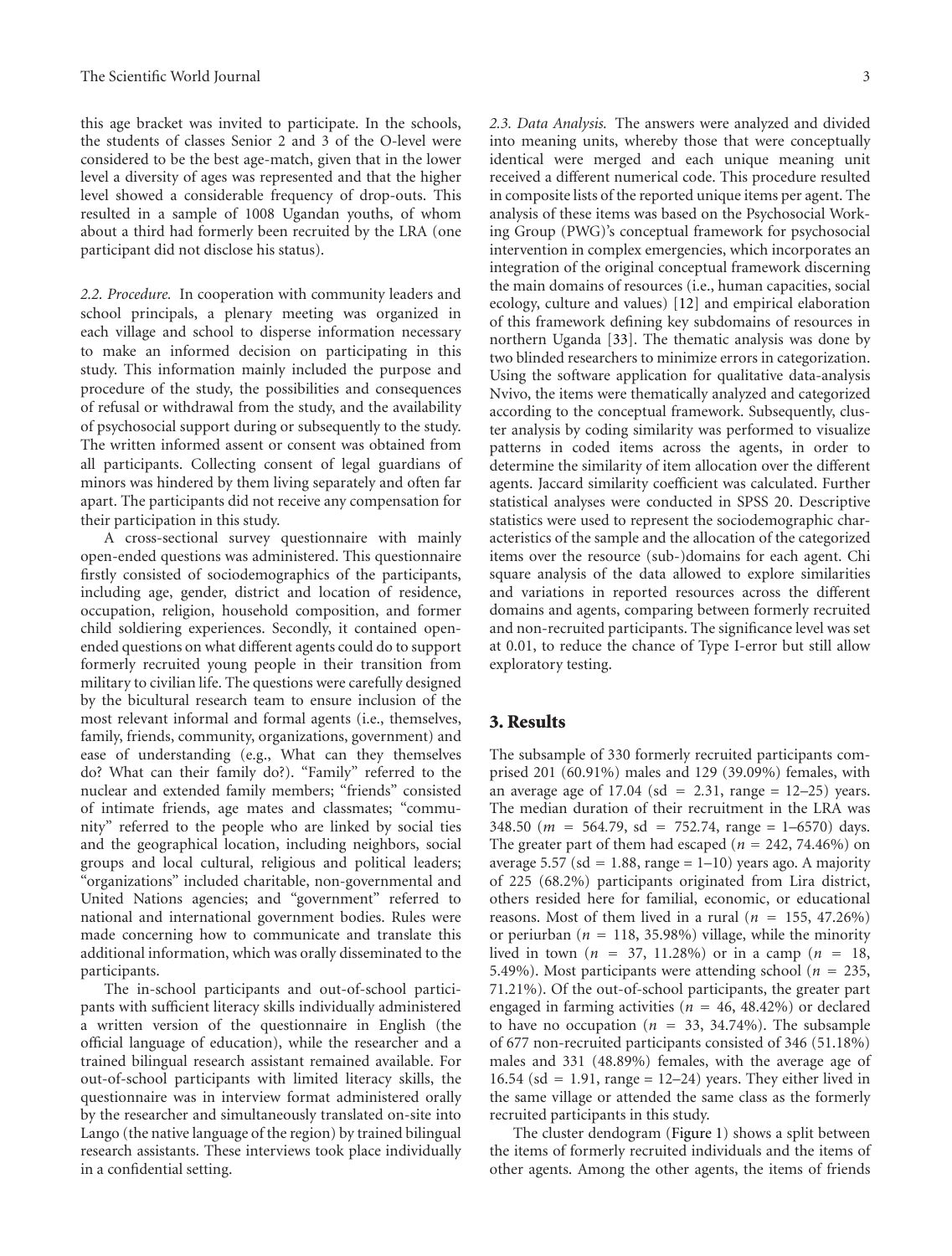this age bracket was invited to participate. In the schools, the students of classes Senior 2 and 3 of the O-level were considered to be the best age-match, given that in the lower level a diversity of ages was represented and that the higher level showed a considerable frequency of drop-outs. This resulted in a sample of 1008 Ugandan youths, of whom about a third had formerly been recruited by the LRA (one participant did not disclose his status).

*2.2. Procedure.* In cooperation with community leaders and school principals, a plenary meeting was organized in each village and school to disperse information necessary to make an informed decision on participating in this study. This information mainly included the purpose and procedure of the study, the possibilities and consequences of refusal or withdrawal from the study, and the availability of psychosocial support during or subsequently to the study. The written informed assent or consent was obtained from all participants. Collecting consent of legal guardians of minors was hindered by them living separately and often far apart. The participants did not receive any compensation for their participation in this study.

A cross-sectional survey questionnaire with mainly open-ended questions was administered. This questionnaire firstly consisted of sociodemographics of the participants, including age, gender, district and location of residence, occupation, religion, household composition, and former child soldiering experiences. Secondly, it contained open-ended questions on what different agents could do to support formerly recruited young people in their transition from military to civilian life. The questions were carefully designed by the bicultural research team to ensure inclusion of the most relevant informal and formal agents (i.e., themselves, family, friends, community, organizations, government) and ease of understanding (e.g., What can they themselves do? What can their family do?). "Family" referred to the nuclear and extended family members; "friends" consisted of intimate friends, age mates and classmates; "community" referred to the people who are linked by social ties and the geographical location, including neighbors, social groups and local cultural, religious and political leaders; "organizations" included charitable, non-governmental and United Nations agencies; and "government" referred to national and international government bodies. Rules were made concerning how to communicate and translate this additional information, which was orally disseminated to the participants.

The in-school participants and out-of-school participants with sufficient literacy skills individually administered a written version of the questionnaire in English (the official language of education), while the researcher and a trained bilingual research assistant remained available. For out-of-school participants with limited literacy skills, the questionnaire was in interview format administered orally by the researcher and simultaneously translated on-site into Lango (the native language of the region) by trained bilingual research assistants. These interviews took place individually in a confidential setting.

*2.3. Data Analysis.* The answers were analyzed and divided into meaning units, whereby those that were conceptually identical were merged and each unique meaning unit received a different numerical code. This procedure resulted in composite lists of the reported unique items per agent. The analysis of these items was based on the Psychosocial Working Group (PWG)'s conceptual framework for psychosocial intervention in complex emergencies, which incorporates an integration of the original conceptual framework discerning the main domains of resources (i.e., human capacities, social ecology, culture and values) [12] and empirical elaboration of this framework defining key subdomains of resources in northern Uganda [33]. The thematic analysis was done by two blinded researchers to minimize errors in categorization. Using the software application for qualitative data-analysis Nvivo, the items were thematically analyzed and categorized according to the conceptual framework. Subsequently, cluster analysis by coding similarity was performed to visualize patterns in coded items across the agents, in order to determine the similarity of item allocation over the different agents. Jaccard similarity coefficient was calculated. Further statistical analyses were conducted in SPSS 20. Descriptive statistics were used to represent the sociodemographic characteristics of the sample and the allocation of the categorized items over the resource (sub-)domains for each agent. Chi square analysis of the data allowed to explore similarities and variations in reported resources across the different domains and agents, comparing between formerly recruited and non-recruited participants. The significance level was set at 0.01, to reduce the chance of Type I-error but still allow exploratory testing.

## 3. Results

The subsample of 330 formerly recruited participants comprised 201 (60.91%) males and 129 (39.09%) females, with an average age of 17.04 (sd = 2.31, range = 12–25) years. The median duration of their recruitment in the LRA was 348.50 ($m$ = 564.79, sd = 752.74, range = 1–6570) days. The greater part of them had escaped ($n$ = 242, 74.46%) on average 5.57 (sd = 1.88, range = 1–10) years ago. A majority of 225 (68.2%) participants originated from Lira district, others resided here for familial, economic, or educational reasons. Most of them lived in a rural ($n$ = 155, 47.26%) or periurban ($n$ = 118, 35.98%) village, while the minority lived in town ($n$ = 37, 11.28%) or in a camp ($n$ = 18, 5.49%). Most participants were attending school ($n$ = 235, 71.21%). Of the out-of-school participants, the greater part engaged in farming activities ($n$ = 46, 48.42%) or declared to have no occupation ($n$ = 33, 34.74%). The subsample of 677 non-recruited participants consisted of 346 (51.18%) males and 331 (48.89%) females, with the average age of 16.54 (sd = 1.91, range = 12–24) years. They either lived in the same village or attended the same class as the formerly recruited participants in this study.

The cluster dendogram (Figure 1) shows a split between the items of formerly recruited individuals and the items of other agents. Among the other agents, the items of friends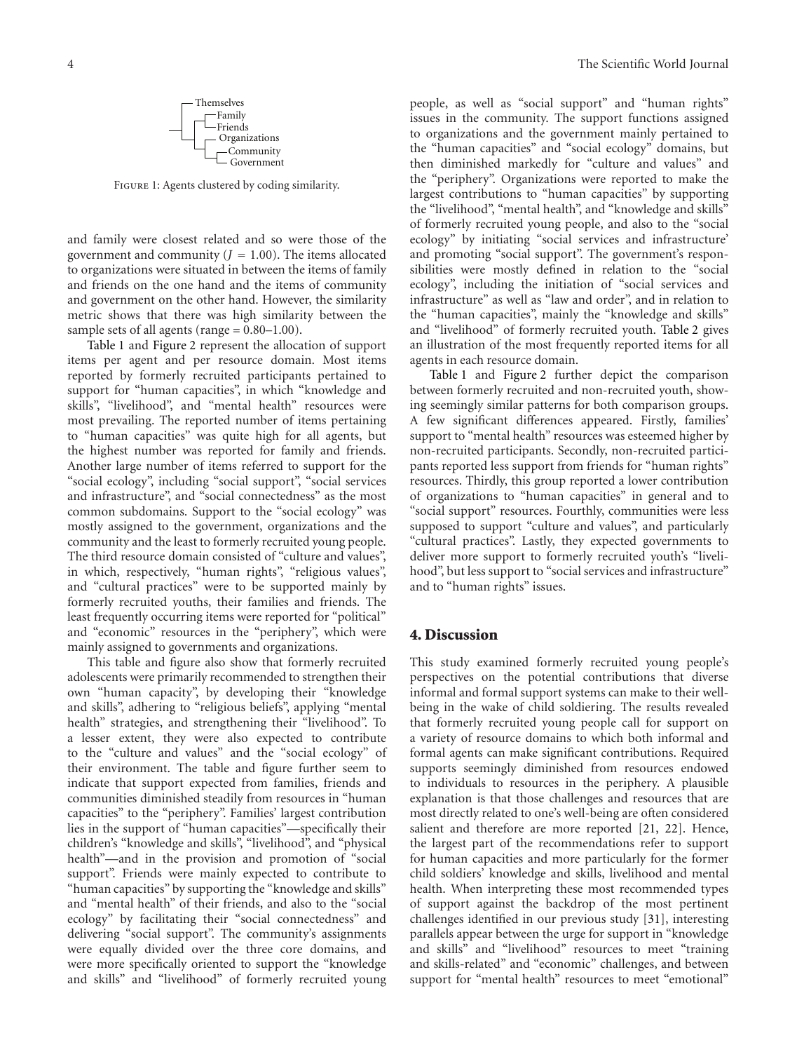Figure 1: Agents clustered by coding similarity.

and family were closest related and so were those of the government and community ($J = 1.00$). The items allocated to organizations were situated in between the items of family and friends on the one hand and the items of community and government on the other hand. However, the similarity metric shows that there was high similarity between the sample sets of all agents (range = 0.80–1.00).

Table 1 and Figure 2 represent the allocation of support items per agent and per resource domain. Most items reported by formerly recruited participants pertained to support for "human capacities", in which "knowledge and skills", "livelihood", and "mental health" resources were most prevailing. The reported number of items pertaining to "human capacities" was quite high for all agents, but the highest number was reported for family and friends. Another large number of items referred to support for the "social ecology", including "social support", "social services and infrastructure", and "social connectedness" as the most common subdomains. Support to the "social ecology" was mostly assigned to the government, organizations and the community and the least to formerly recruited young people. The third resource domain consisted of "culture and values", in which, respectively, "human rights", "religious values", and "cultural practices" were to be supported mainly by formerly recruited youths, their families and friends. The least frequently occurring items were reported for "political" and "economic" resources in the "periphery", which were mainly assigned to governments and organizations.

This table and figure also show that formerly recruited adolescents were primarily recommended to strengthen their own "human capacity", by developing their "knowledge and skills", adhering to "religious beliefs", applying "mental health" strategies, and strengthening their "livelihood". To a lesser extent, they were also expected to contribute to the "culture and values" and the "social ecology" of their environment. The table and figure further seem to indicate that support expected from families, friends and communities diminished steadily from resources in "human capacities" to the "periphery". Families' largest contribution lies in the support of "human capacities"—specifically their children's "knowledge and skills", "livelihood", and "physical health"—and in the provision and promotion of "social support". Friends were mainly expected to contribute to "human capacities" by supporting the "knowledge and skills" and "mental health" of their friends, and also to the "social ecology" by facilitating their "social connectedness" and delivering "social support". The community's assignments were equally divided over the three core domains, and were more specifically oriented to support the "knowledge and skills" and "livelihood" of formerly recruited young people, as well as "social support" and "human rights" issues in the community. The support functions assigned to organizations and the government mainly pertained to the "human capacities" and "social ecology" domains, but then diminished markedly for "culture and values" and the "periphery". Organizations were reported to make the largest contributions to "human capacities" by supporting the "livelihood", "mental health", and "knowledge and skills" of formerly recruited young people, and also to the "social ecology" by initiating "social services and infrastructure' and promoting "social support". The government's responsibilities were mostly defined in relation to the "social ecology", including the initiation of "social services and infrastructure" as well as "law and order", and in relation to the "human capacities", mainly the "knowledge and skills" and "livelihood" of formerly recruited youth. Table 2 gives an illustration of the most frequently reported items for all agents in each resource domain.

Table 1 and Figure 2 further depict the comparison between formerly recruited and non-recruited youth, showing seemingly similar patterns for both comparison groups. A few significant differences appeared. Firstly, families' support to "mental health" resources was esteemed higher by non-recruited participants. Secondly, non-recruited participants reported less support from friends for "human rights" resources. Thirdly, this group reported a lower contribution of organizations to "human capacities" in general and to "social support" resources. Fourthly, communities were less supposed to support "culture and values", and particularly "cultural practices". Lastly, they expected governments to deliver more support to formerly recruited youth's "livelihood", but less support to "social services and infrastructure" and to "human rights" issues.

## 4. Discussion

This study examined formerly recruited young people's perspectives on the potential contributions that diverse informal and formal support systems can make to their well-being in the wake of child soldiering. The results revealed that formerly recruited young people call for support on a variety of resource domains to which both informal and formal agents can make significant contributions. Required supports seemingly diminished from resources endowed to individuals to resources in the periphery. A plausible explanation is that those challenges and resources that are most directly related to one's well-being are often considered salient and therefore are more reported [21, 22]. Hence, the largest part of the recommendations refer to support for human capacities and more particularly for the former child soldiers' knowledge and skills, livelihood and mental health. When interpreting these most recommended types of support against the backdrop of the most pertinent challenges identified in our previous study [31], interesting parallels appear between the urge for support in "knowledge and skills" and "livelihood" resources to meet "training and skills-related" and "economic" challenges, and between support for "mental health" resources to meet "emotional"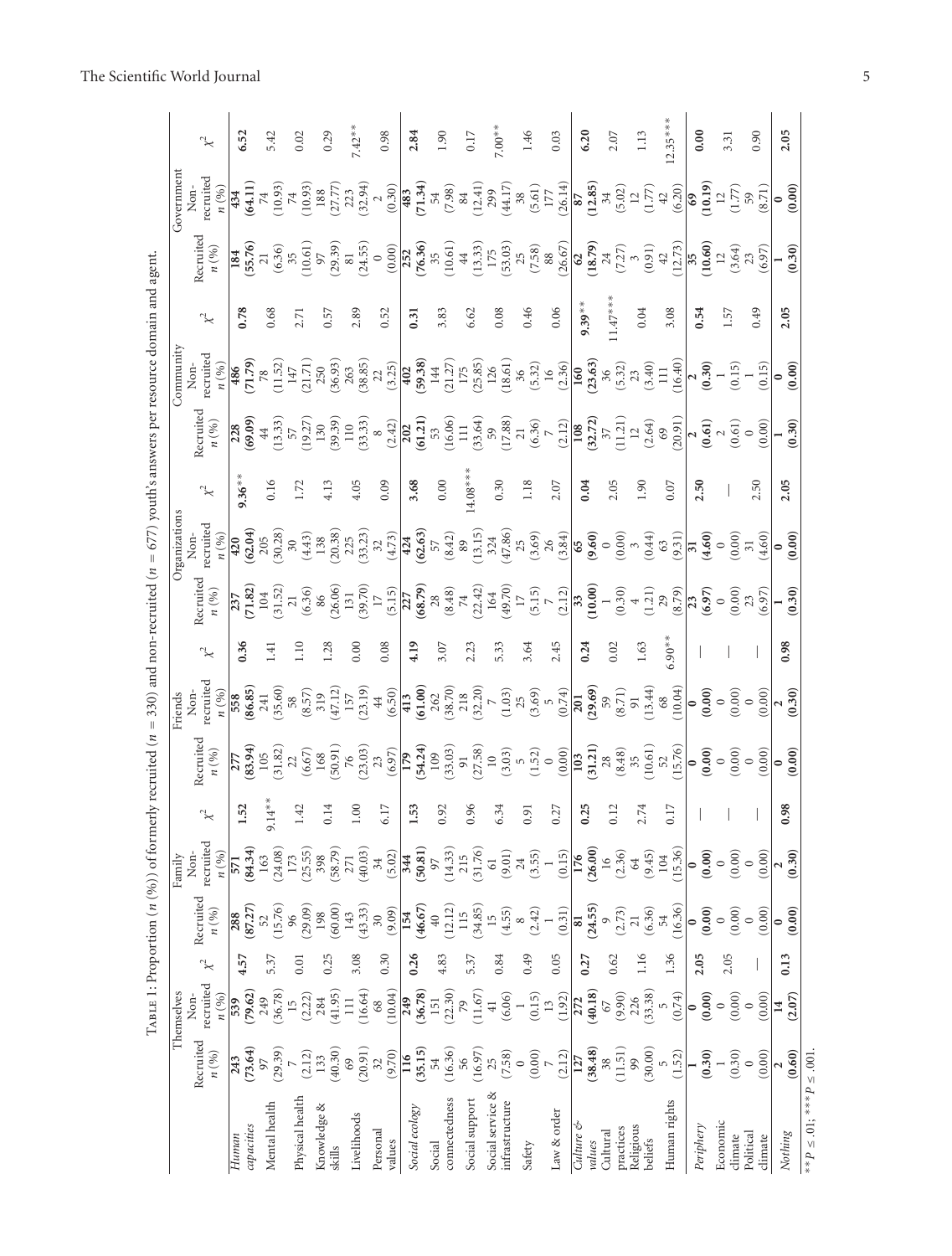Table 1: Proportion ($n$ (%)) of formerly recruited ($n = 330$) and non-recruited ($n = 677$) youth's answers per resource domain and agent.

| | Themselves | | | Family | | | Friends | | | Organizations | | | Community | | | Government | | |
|---|---|---|---|---|---|---|---|---|---|---|---|---|---|---|---|---|---|---|
| | Recruited $n$ (%) | Non-recruited $n$ (%) | $\chi^2$ | Recruited $n$ (%) | Non-recruited $n$ (%) | $\chi^2$ | Recruited $n$ (%) | Non-recruited $n$ (%) | $\chi^2$ | Recruited $n$ (%) | Non-recruited $n$ (%) | $\chi^2$ | Recruited $n$ (%) | Non-recruited $n$ (%) | $\chi^2$ | Recruited $n$ (%) | Non-recruited $n$ (%) | $\chi^2$ |
| ***Human capacities*** | **243 (73.64)** | **539 (79.62)** | **4.57** | **288 (87.27)** | **571 (84.34)** | **1.52** | **277 (83.94)** | **558 (86.85)** | **0.36** | **237 (71.82)** | **420 (62.04)** | **9.36**** | **228 (69.09)** | **486 (71.79)** | **0.78** | **184 (55.76)** | **434 (64.11)** | **6.52** |
| Mental health | 97 (29.39) | 249 (36.78) | 5.37 | 52 (15.76) | 163 (24.08) | 9.14** | 105 (31.82) | 241 (35.60) | 1.41 | 104 (31.52) | 205 (30.28) | 0.16 | 44 (13.33) | 78 (11.52) | 0.68 | 21 (6.36) | 74 (10.93) | 5.42 |
| Physical health | 7 (2.12) | 15 (2.22) | 0.01 | 96 (29.09) | 173 (25.55) | 1.42 | 22 (6.67) | 58 (8.57) | 1.10 | 21 (6.36) | 30 (4.43) | 1.72 | 57 (19.27) | 147 (21.71) | 2.71 | 35 (10.61) | 74 (10.93) | 0.02 |
| Knowledge & skills | 133 (40.30) | 284 (41.95) | 0.25 | 198 (60.00) | 398 (58.79) | 0.14 | 168 (50.91) | 319 (47.12) | 1.28 | 86 (26.06) | 138 (20.38) | 4.13 | 130 (39.39) | 250 (36.93) | 0.57 | 97 (29.39) | 188 (27.77) | 0.29 |
| Livelihoods | 69 (20.91) | 111 (16.64) | 3.08 | 143 (43.33) | 271 (40.03) | 1.00 | 76 (23.03) | 157 (23.19) | 0.00 | 131 (39.70) | 225 (33.23) | 4.05 | 110 (33.33) | 263 (38.85) | 2.89 | 81 (24.55) | 223 (32.94) | 7.42** |
| Personal values | 32 (9.70) | 68 (10.04) | 0.30 | 30 (9.09) | 34 (5.02) | 6.17 | 23 (6.97) | 44 (6.50) | 0.08 | 17 (5.15) | 32 (4.73) | 0.09 | 8 (2.42) | 22 (3.25) | 0.52 | 0 (0.00) | 2 (0.30) | 0.98 |
| ***Social ecology*** | **116 (35.15)** | **249 (36.78)** | **0.26** | **154 (46.67)** | **344 (50.81)** | **1.53** | **179 (54.24)** | **413 (61.00)** | **4.19** | **227 (68.79)** | **424 (62.63)** | **3.68** | **202 (61.21)** | **402 (59.38)** | **0.31** | **252 (76.36)** | **483 (71.34)** | **2.84** |
| Social connectedness | 54 (16.36) | 151 (22.30) | 4.83 | 40 (12.12) | 97 (14.33) | 0.92 | 109 (33.03) | 262 (38.70) | 3.07 | 28 (8.48) | 57 (8.42) | 0.00 | 53 (16.06) | 144 (21.27) | 3.83 | 35 (10.61) | 54 (7.98) | 1.90 |
| Social support | 56 (16.97) | 79 (11.67) | 5.37 | 115 (34.85) | 215 (31.76) | 0.96 | 91 (27.58) | 218 (32.20) | 2.23 | 74 (22.42) | 89 (13.15) | 14.08*** | 111 (33.64) | 175 (25.85) | 6.62 | 44 (13.33) | 84 (12.41) | 0.17 |
| Social service & infrastructure | 25 (7.58) | 41 (6.06) | 0.84 | 15 (4.55) | 61 (9.01) | 6.34 | 10 (3.03) | 7 (1.03) | 5.33 | 164 (49.70) | 324 (47.86) | 0.30 | 59 (17.88) | 126 (18.61) | 0.08 | 175 (53.03) | 299 (44.17) | 7.00** |
| Safety | 0 (0.00) | 1 (0.15) | 0.49 | 8 (2.42) | 24 (3.55) | 0.91 | 5 (1.52) | 25 (3.69) | 3.64 | 17 (5.15) | 25 (3.69) | 1.18 | 21 (6.36) | 36 (5.32) | 0.46 | 25 (7.58) | 38 (5.61) | 1.46 |
| Law & order | 7 (2.12) | 13 (1.92) | 0.05 | 1 (0.31) | 1 (0.15) | 0.27 | 0 (0.00) | 5 (0.74) | 2.45 | 7 (2.12) | 26 (3.84) | 2.07 | 7 (2.12) | 16 (2.36) | 0.06 | 88 (26.67) | 177 (26.14) | 0.03 |
| ***Culture & values*** | **127 (38.48)** | **272 (40.18)** | **0.27** | **81 (24.55)** | **176 (26.00)** | **0.25** | **103 (31.21)** | **201 (29.69)** | **0.24** | **33 (10.00)** | **65 (9.60)** | **0.04** | **108 (32.72)** | **160 (23.63)** | **9.39**** | **62 (18.79)** | **87 (12.85)** | **6.20** |
| Cultural practices | 38 (11.51) | 67 (9.90) | 0.62 | 9 (2.73) | 16 (2.36) | 0.12 | 28 (8.48) | 59 (8.71) | 0.02 | 1 (0.30) | 0 (0.00) | 2.05 | 37 (11.21) | 36 (5.32) | 11.47*** | 24 (7.27) | 34 (5.02) | 2.07 |
| Religious beliefs | 99 (30.00) | 226 (33.38) | 1.16 | 21 (6.36) | 64 (9.45) | 2.74 | 35 (10.61) | 91 (13.44) | 1.63 | 4 (1.21) | 3 (0.44) | 1.90 | 12 (2.64) | 23 (3.40) | 0.04 | 3 (0.91) | 12 (1.77) | 1.13 |
| Human rights | 5 (1.52) | 5 (0.74) | 1.36 | 54 (16.36) | 104 (15.36) | 0.17 | 52 (15.76) | 68 (10.04) | 6.90** | 29 (8.79) | 63 (9.31) | 0.07 | 69 (20.91) | 111 (16.40) | 3.08 | 42 (12.73) | 42 (6.20) | 12.35*** |
| ***Periphery*** | **1 (0.30)** | **0 (0.00)** | **2.05** | **0 (0.00)** | **0 (0.00)** | — | **0 (0.00)** | **0 (0.00)** | — | **23 (6.97)** | **31 (4.60)** | **2.50** | **2 (0.61)** | **2 (0.30)** | **0.54** | **35 (10.60)** | **69 (10.19)** | **0.00** |
| Economic climate | 1 (0.30) | 0 (0.00) | 2.05 | 0 (0.00) | 0 (0.00) | — | 0 (0.00) | 0 (0.00) | — | 0 (0.00) | 0 (0.00) | — | 2 (0.61) | 1 (0.15) | 1.57 | 12 (3.64) | 12 (1.77) | 3.31 |
| Political climate | 0 (0.00) | 0 (0.00) | — | 0 (0.00) | 0 (0.00) | — | 0 (0.00) | 0 (0.00) | — | 23 (6.97) | 31 (4.60) | 2.50 | 0 (0.00) | 1 (0.15) | 0.49 | 23 (6.97) | 59 (8.71) | 0.90 |
| ***Nothing*** | **2 (0.60)** | **14 (2.07)** | **0.13** | **0 (0.00)** | **2 (0.30)** | **0.98** | **0 (0.00)** | **2 (0.30)** | **0.98** | **1 (0.30)** | **0 (0.00)** | **2.05** | **1 (0.30)** | **0 (0.00)** | **2.05** | **1 (0.30)** | **0 (0.00)** | **2.05** |

$^{**}P \leq .01$; $^{***}P \leq .001$.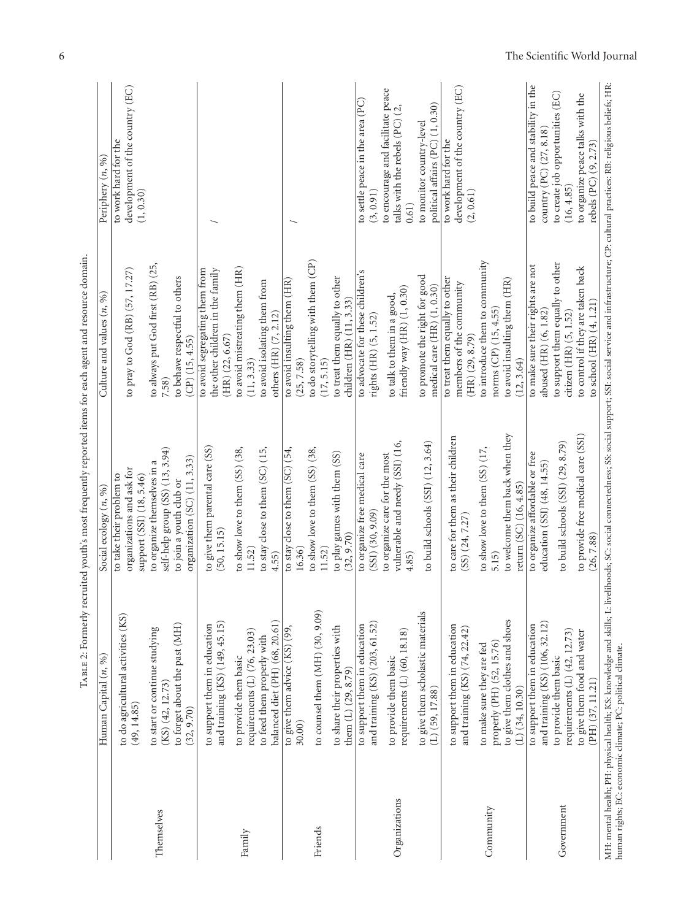Table 2: Formerly recruited youth's most frequently reported items for each agent and resource domain.

| | Human Capital (n, %) | Social ecology (n, %) | Culture and values (n, %) | Periphery (n, %) |
|---|---|---|---|---|
| Themselves | to do agricultural activities (KS) (49, 14.85)<br>to start or continue studying (KS) (42, 12.73)<br>to forget about the past (MH) (32, 9.70) | to take their problem to organizations and ask for support (SSI) (18, 5.46)<br>to organize themselves in a self-help group (SS) (13, 3.94)<br>to join a youth club or organization (SC) (11, 3.33) | to pray to God (RB) (57, 17.27)<br>to always put God first (RB) (25, 7.58)<br>to behave respectful to others (CP) (15, 4.55) | to work hard for the development of the country (EC) (1, 0.30) |
| Family | to support them in education and training (KS) (149, 45.15)<br>to provide them basic requirements (L) (76, 23.03)<br>to feed them properly with balanced diet (PH) (68, 20.61) | to give them parental care (SS) (50, 15.15)<br>to show love to them (SS) (38, 11.52)<br>to stay close to them (SC) (15, 4.55) | to avoid segregating them from the other children in the family (HR) (22, 6.67)<br>to avoid mistreating them (HR) (11, 3.33)<br>to avoid isolating them from others (HR) (7, 2.12) | / |
| Friends | to give them advice (KS) (99, 30.00)<br>to counsel them (MH) (30, 9.09)<br>to share their properties with them (L) (29, 8.79) | to stay close to them (SC) (54, 16.36)<br>to show love to them (SS) (38, 11.52)<br>to play games with them (SS) (32, 9.70) | to avoid insulting them (HR) (25, 7.58)<br>to do storytelling with them (CP) (17, 5.15)<br>to treat them equally to other children (HR) (11, 3.33) | / |
| Organizations | to support them in education and training (KS) (203, 61.52)<br>to provide them basic requirements (L) (60, 18.18)<br>to give them scholastic materials (L) (59, 17.88) | to organize free medical care (SSI) (30, 9.09)<br>to organize care for the most vulnerable and needy (SSI) (16, 4.85)<br>to build schools (SSI) (12, 3.64) | to advocate for these children's rights (HR) (5, 1.52)<br>to talk to them in a good, friendly way (HR) (1, 0.30)<br>to promote the right for good medical care (HR) (1, 0.30) | to settle peace in the area (PC) (3, 0.91)<br>to encourage and facilitate peace talks with the rebels (PC) (2, 0.61)<br>to monitor country-level political affairs (PC) (1, 0.30) |
| Community | to support them in education and training (KS) (74, 22.42)<br>to make sure they are fed properly (PH) (52, 15.76)<br>to give them clothes and shoes (L) (34, 10.30) | to care for them as their children (SS) (24, 7.27)<br>to show love to them (SS) (17, 5.15)<br>to welcome them back when they return (SC) (16, 4.85) | to treat them equally to other members of the community (HR) (29, 8.79)<br>to introduce them to community norms (CP) (15, 4.55)<br>to avoid insulting them (HR) (12, 3.64) | to work hard for the development of the country (EC) (2, 0.61) |
| Government | to support them in education and training (KS) (106, 32.12)<br>to provide them basic requirements (L) (42, 12.73)<br>to give them food and water (PH) (37, 11.21) | to organize affordable or free education (SSI) (48, 14.55)<br>to build schools (SSI) (29, 8.79)<br>to provide free medical care (SSI) (26, 7.88) | to make sure their rights are not abused (HR) (6, 1.82)<br>to support them equally to other citizen (HR) (5, 1.52)<br>to control if they are taken back to school (HR) (4, 1.21) | to build peace and stability in the country (PC) (27, 8.18)<br>to create job opportunities (EC) (16, 4.85)<br>to organize peace talks with the rebels (PC) (9, 2.73) |

MH: mental health; PH: physical health; KS: knowledge and skills; L: livelihoods; SC: social connectedness; SS: social support; SSI: social service and infrastructure; CP: cultural practices; RB: religious beliefs; HR: human rights; EC: economic climate; PC: political climate.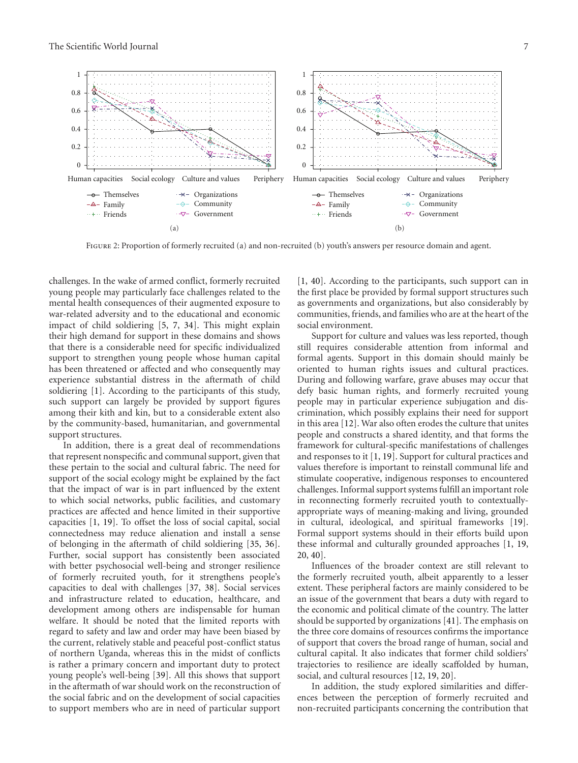Figure 2: Proportion of formerly recruited (a) and non-recruited (b) youth's answers per resource domain and agent.

challenges. In the wake of armed conflict, formerly recruited young people may particularly face challenges related to the mental health consequences of their augmented exposure to war-related adversity and to the educational and economic impact of child soldiering [5, 7, 34]. This might explain their high demand for support in these domains and shows that there is a considerable need for specific individualized support to strengthen young people whose human capital has been threatened or affected and who consequently may experience substantial distress in the aftermath of child soldiering [1]. According to the participants of this study, such support can largely be provided by support figures among their kith and kin, but to a considerable extent also by the community-based, humanitarian, and governmental support structures.

In addition, there is a great deal of recommendations that represent nonspecific and communal support, given that these pertain to the social and cultural fabric. The need for support of the social ecology might be explained by the fact that the impact of war is in part influenced by the extent to which social networks, public facilities, and customary practices are affected and hence limited in their supportive capacities [1, 19]. To offset the loss of social capital, social connectedness may reduce alienation and install a sense of belonging in the aftermath of child soldiering [35, 36]. Further, social support has consistently been associated with better psychosocial well-being and stronger resilience of formerly recruited youth, for it strengthens people's capacities to deal with challenges [37, 38]. Social services and infrastructure related to education, healthcare, and development among others are indispensable for human welfare. It should be noted that the limited reports with regard to safety and law and order may have been biased by the current, relatively stable and peaceful post-conflict status of northern Uganda, whereas this in the midst of conflicts is rather a primary concern and important duty to protect young people's well-being [39]. All this shows that support in the aftermath of war should work on the reconstruction of the social fabric and on the development of social capacities to support members who are in need of particular support [1, 40]. According to the participants, such support can in the first place be provided by formal support structures such as governments and organizations, but also considerably by communities, friends, and families who are at the heart of the social environment.

Support for culture and values was less reported, though still requires considerable attention from informal and formal agents. Support in this domain should mainly be oriented to human rights issues and cultural practices. During and following warfare, grave abuses may occur that defy basic human rights, and formerly recruited young people may in particular experience subjugation and discrimination, which possibly explains their need for support in this area [12]. War also often erodes the culture that unites people and constructs a shared identity, and that forms the framework for cultural-specific manifestations of challenges and responses to it [1, 19]. Support for cultural practices and values therefore is important to reinstall communal life and stimulate cooperative, indigenous responses to encountered challenges. Informal support systems fulfill an important role in reconnecting formerly recruited youth to contextually-appropriate ways of meaning-making and living, grounded in cultural, ideological, and spiritual frameworks [19]. Formal support systems should in their efforts build upon these informal and culturally grounded approaches [1, 19, 20, 40].

Influences of the broader context are still relevant to the formerly recruited youth, albeit apparently to a lesser extent. These peripheral factors are mainly considered to be an issue of the government that bears a duty with regard to the economic and political climate of the country. The latter should be supported by organizations [41]. The emphasis on the three core domains of resources confirms the importance of support that covers the broad range of human, social and cultural capital. It also indicates that former child soldiers' trajectories to resilience are ideally scaffolded by human, social, and cultural resources [12, 19, 20].

In addition, the study explored similarities and differences between the perception of formerly recruited and non-recruited participants concerning the contribution that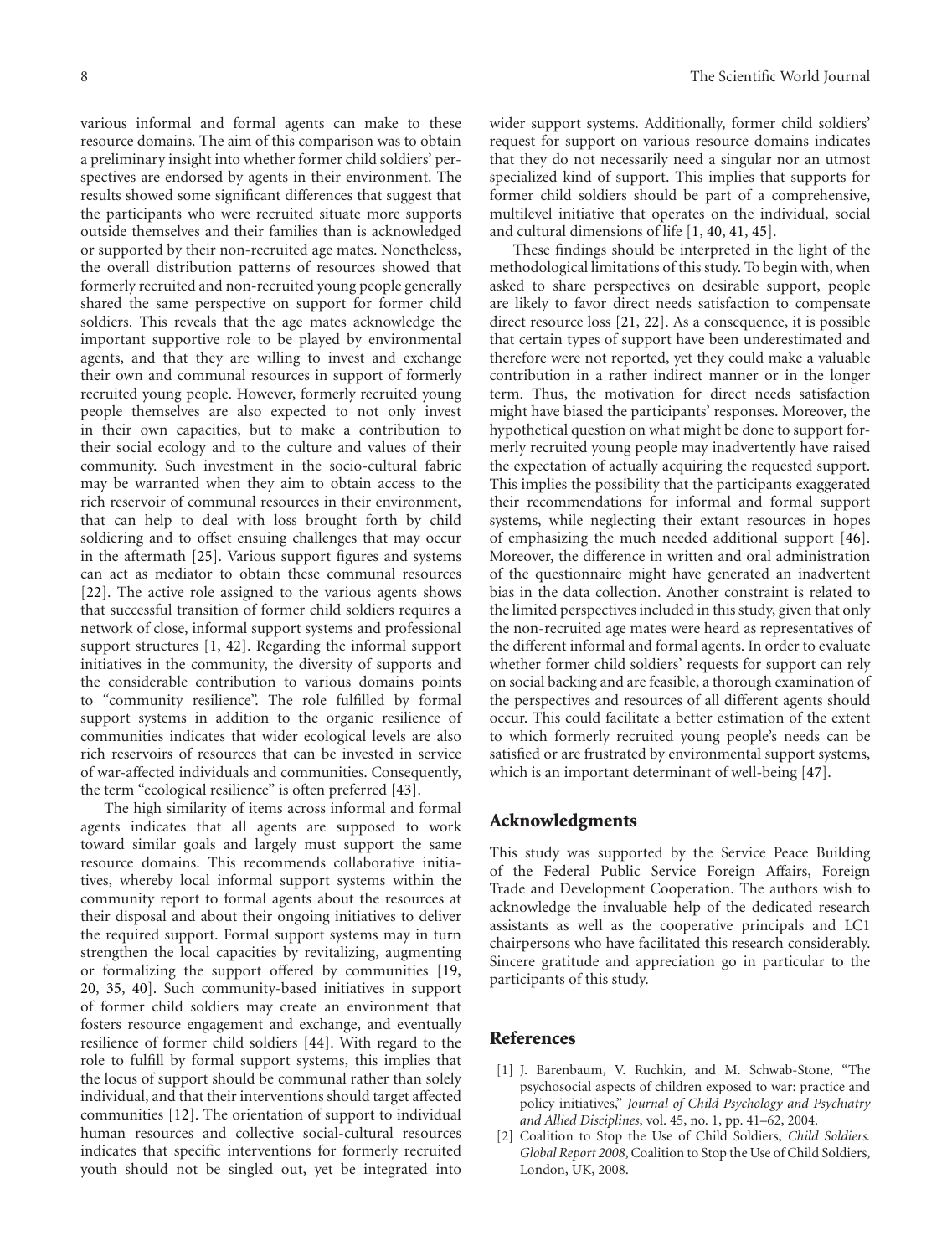various informal and formal agents can make to these resource domains. The aim of this comparison was to obtain a preliminary insight into whether former child soldiers' perspectives are endorsed by agents in their environment. The results showed some significant differences that suggest that the participants who were recruited situate more supports outside themselves and their families than is acknowledged or supported by their non-recruited age mates. Nonetheless, the overall distribution patterns of resources showed that formerly recruited and non-recruited young people generally shared the same perspective on support for former child soldiers. This reveals that the age mates acknowledge the important supportive role to be played by environmental agents, and that they are willing to invest and exchange their own and communal resources in support of formerly recruited young people. However, formerly recruited young people themselves are also expected to not only invest in their own capacities, but to make a contribution to their social ecology and to the culture and values of their community. Such investment in the socio-cultural fabric may be warranted when they aim to obtain access to the rich reservoir of communal resources in their environment, that can help to deal with loss brought forth by child soldiering and to offset ensuing challenges that may occur in the aftermath [25]. Various support figures and systems can act as mediator to obtain these communal resources [22]. The active role assigned to the various agents shows that successful transition of former child soldiers requires a network of close, informal support systems and professional support structures [1, 42]. Regarding the informal support initiatives in the community, the diversity of supports and the considerable contribution to various domains points to "community resilience". The role fulfilled by formal support systems in addition to the organic resilience of communities indicates that wider ecological levels are also rich reservoirs of resources that can be invested in service of war-affected individuals and communities. Consequently, the term "ecological resilience" is often preferred [43].

The high similarity of items across informal and formal agents indicates that all agents are supposed to work toward similar goals and largely must support the same resource domains. This recommends collaborative initiatives, whereby local informal support systems within the community report to formal agents about the resources at their disposal and about their ongoing initiatives to deliver the required support. Formal support systems may in turn strengthen the local capacities by revitalizing, augmenting or formalizing the support offered by communities [19, 20, 35, 40]. Such community-based initiatives in support of former child soldiers may create an environment that fosters resource engagement and exchange, and eventually resilience of former child soldiers [44]. With regard to the role to fulfill by formal support systems, this implies that the locus of support should be communal rather than solely individual, and that their interventions should target affected communities [12]. The orientation of support to individual human resources and collective social-cultural resources indicates that specific interventions for formerly recruited youth should not be singled out, yet be integrated into wider support systems. Additionally, former child soldiers' request for support on various resource domains indicates that they do not necessarily need a singular nor an utmost specialized kind of support. This implies that supports for former child soldiers should be part of a comprehensive, multilevel initiative that operates on the individual, social and cultural dimensions of life [1, 40, 41, 45].

These findings should be interpreted in the light of the methodological limitations of this study. To begin with, when asked to share perspectives on desirable support, people are likely to favor direct needs satisfaction to compensate direct resource loss [21, 22]. As a consequence, it is possible that certain types of support have been underestimated and therefore were not reported, yet they could make a valuable contribution in a rather indirect manner or in the longer term. Thus, the motivation for direct needs satisfaction might have biased the participants' responses. Moreover, the hypothetical question on what might be done to support formerly recruited young people may inadvertently have raised the expectation of actually acquiring the requested support. This implies the possibility that the participants exaggerated their recommendations for informal and formal support systems, while neglecting their extant resources in hopes of emphasizing the much needed additional support [46]. Moreover, the difference in written and oral administration of the questionnaire might have generated an inadvertent bias in the data collection. Another constraint is related to the limited perspectives included in this study, given that only the non-recruited age mates were heard as representatives of the different informal and formal agents. In order to evaluate whether former child soldiers' requests for support can rely on social backing and are feasible, a thorough examination of the perspectives and resources of all different agents should occur. This could facilitate a better estimation of the extent to which formerly recruited young people's needs can be satisfied or are frustrated by environmental support systems, which is an important determinant of well-being [47].

## Acknowledgments

This study was supported by the Service Peace Building of the Federal Public Service Foreign Affairs, Foreign Trade and Development Cooperation. The authors wish to acknowledge the invaluable help of the dedicated research assistants as well as the cooperative principals and LC1 chairpersons who have facilitated this research considerably. Sincere gratitude and appreciation go in particular to the participants of this study.

## References

[1] J. Barenbaum, V. Ruchkin, and M. Schwab-Stone, "The psychosocial aspects of children exposed to war: practice and policy initiatives," *Journal of Child Psychology and Psychiatry and Allied Disciplines*, vol. 45, no. 1, pp. 41–62, 2004.

[2] Coalition to Stop the Use of Child Soldiers, *Child Soldiers. Global Report 2008*, Coalition to Stop the Use of Child Soldiers, London, UK, 2008.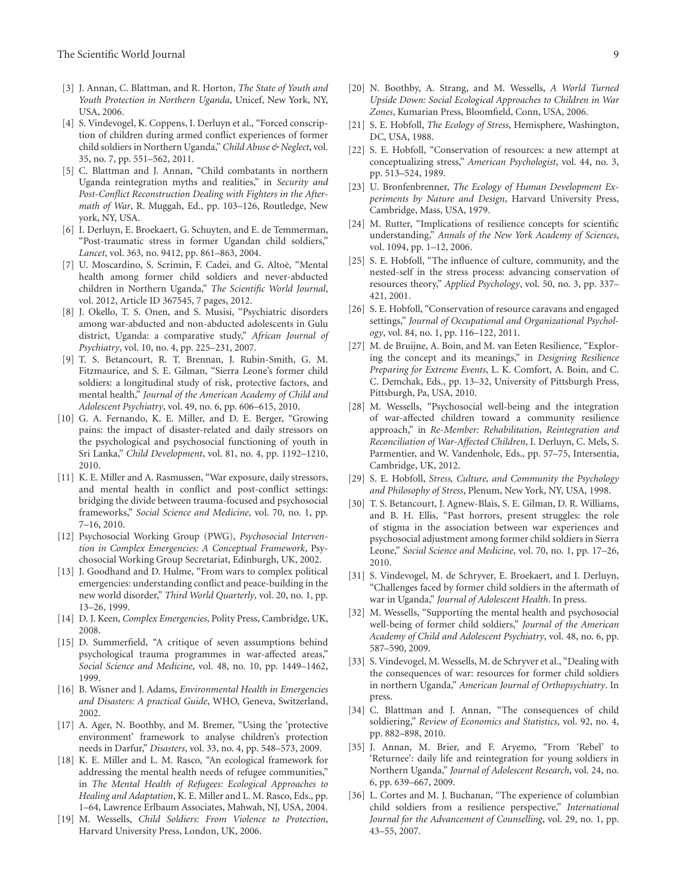- [3] J. Annan, C. Blattman, and R. Horton, *The State of Youth and Youth Protection in Northern Uganda*, Unicef, New York, NY, USA, 2006.
- [4] S. Vindevogel, K. Coppens, I. Derluyn et al., "Forced conscription of children during armed conflict experiences of former child soldiers in Northern Uganda," *Child Abuse & Neglect*, vol. 35, no. 7, pp. 551–562, 2011.
- [5] C. Blattman and J. Annan, "Child combatants in northern Uganda reintegration myths and realities," in *Security and Post-Conflict Reconstruction Dealing with Fighters in the Aftermath of War*, R. Muggah, Ed., pp. 103–126, Routledge, New york, NY, USA.
- [6] I. Derluyn, E. Broekaert, G. Schuyten, and E. de Temmerman, "Post-traumatic stress in former Ugandan child soldiers," *Lancet*, vol. 363, no. 9412, pp. 861–863, 2004.
- [7] U. Moscardino, S. Scrimin, F. Cadei, and G. Altoè, "Mental health among former child soldiers and never-abducted children in Northern Uganda," *The Scientific World Journal*, vol. 2012, Article ID 367545, 7 pages, 2012.
- [8] J. Okello, T. S. Onen, and S. Musisi, "Psychiatric disorders among war-abducted and non-abducted adolescents in Gulu district, Uganda: a comparative study," *African Journal of Psychiatry*, vol. 10, no. 4, pp. 225–231, 2007.
- [9] T. S. Betancourt, R. T. Brennan, J. Rubin-Smith, G. M. Fitzmaurice, and S. E. Gilman, "Sierra Leone's former child soldiers: a longitudinal study of risk, protective factors, and mental health," *Journal of the American Academy of Child and Adolescent Psychiatry*, vol. 49, no. 6, pp. 606–615, 2010.
- [10] G. A. Fernando, K. E. Miller, and D. E. Berger, "Growing pains: the impact of disaster-related and daily stressors on the psychological and psychosocial functioning of youth in Sri Lanka," *Child Development*, vol. 81, no. 4, pp. 1192–1210, 2010.
- [11] K. E. Miller and A. Rasmussen, "War exposure, daily stressors, and mental health in conflict and post-conflict settings: bridging the divide between trauma-focused and psychosocial frameworks," *Social Science and Medicine*, vol. 70, no. 1, pp. 7–16, 2010.
- [12] Psychosocial Working Group (PWG), *Psychosocial Intervention in Complex Emergencies: A Conceptual Framework*, Psychosocial Working Group Secretariat, Edinburgh, UK, 2002.
- [13] J. Goodhand and D. Hulme, "From wars to complex political emergencies: understanding conflict and peace-building in the new world disorder," *Third World Quarterly*, vol. 20, no. 1, pp. 13–26, 1999.
- [14] D. J. Keen, *Complex Emergencies*, Polity Press, Cambridge, UK, 2008.
- [15] D. Summerfield, "A critique of seven assumptions behind psychological trauma programmes in war-affected areas," *Social Science and Medicine*, vol. 48, no. 10, pp. 1449–1462, 1999.
- [16] B. Wisner and J. Adams, *Environmental Health in Emergencies and Disasters: A practical Guide*, WHO, Geneva, Switzerland, 2002.
- [17] A. Ager, N. Boothby, and M. Bremer, "Using the 'protective environment' framework to analyse children's protection needs in Darfur," *Disasters*, vol. 33, no. 4, pp. 548–573, 2009.
- [18] K. E. Miller and L. M. Rasco, "An ecological framework for addressing the mental health needs of refugee communities," in *The Mental Health of Refugees: Ecological Approaches to Healing and Adaptation*, K. E. Miller and L. M. Rasco, Eds., pp. 1–64, Lawrence Erlbaum Associates, Mahwah, NJ, USA, 2004.
- [19] M. Wessells, *Child Soldiers: From Violence to Protection*, Harvard University Press, London, UK, 2006.
- [20] N. Boothby, A. Strang, and M. Wessells, *A World Turned Upside Down: Social Ecological Approaches to Children in War Zones*, Kumarian Press, Bloomfield, Conn, USA, 2006.
- [21] S. E. Hobfoll, *The Ecology of Stress*, Hemisphere, Washington, DC, USA, 1988.
- [22] S. E. Hobfoll, "Conservation of resources: a new attempt at conceptualizing stress," *American Psychologist*, vol. 44, no. 3, pp. 513–524, 1989.
- [23] U. Bronfenbrenner, *The Ecology of Human Development Experiments by Nature and Design*, Harvard University Press, Cambridge, Mass, USA, 1979.
- [24] M. Rutter, "Implications of resilience concepts for scientific understanding," *Annals of the New York Academy of Sciences*, vol. 1094, pp. 1–12, 2006.
- [25] S. E. Hobfoll, "The influence of culture, community, and the nested-self in the stress process: advancing conservation of resources theory," *Applied Psychology*, vol. 50, no. 3, pp. 337–421, 2001.
- [26] S. E. Hobfoll, "Conservation of resource caravans and engaged settings," *Journal of Occupational and Organizational Psychology*, vol. 84, no. 1, pp. 116–122, 2011.
- [27] M. de Bruijne, A. Boin, and M. van Eeten Resilience, "Exploring the concept and its meanings," in *Designing Resilience Preparing for Extreme Events*, L. K. Comfort, A. Boin, and C. C. Demchak, Eds., pp. 13–32, University of Pittsburgh Press, Pittsburgh, Pa, USA, 2010.
- [28] M. Wessells, "Psychosocial well-being and the integration of war-affected children toward a community resilience approach," in *Re-Member: Rehabilitation, Reintegration and Reconciliation of War-Affected Children*, I. Derluyn, C. Mels, S. Parmentier, and W. Vandenhole, Eds., pp. 57–75, Intersentia, Cambridge, UK, 2012.
- [29] S. E. Hobfoll, *Stress, Culture, and Community the Psychology and Philosophy of Stress*, Plenum, New York, NY, USA, 1998.
- [30] T. S. Betancourt, J. Agnew-Blais, S. E. Gilman, D. R. Williams, and B. H. Ellis, "Past horrors, present struggles: the role of stigma in the association between war experiences and psychosocial adjustment among former child soldiers in Sierra Leone," *Social Science and Medicine*, vol. 70, no. 1, pp. 17–26, 2010.
- [31] S. Vindevogel, M. de Schryver, E. Broekaert, and I. Derluyn, "Challenges faced by former child soldiers in the aftermath of war in Uganda," *Journal of Adolescent Health*. In press.
- [32] M. Wessells, "Supporting the mental health and psychosocial well-being of former child soldiers," *Journal of the American Academy of Child and Adolescent Psychiatry*, vol. 48, no. 6, pp. 587–590, 2009.
- [33] S. Vindevogel, M. Wessells, M. de Schryver et al., "Dealing with the consequences of war: resources for former child soldiers in northern Uganda," *American Journal of Orthopsychiatry*. In press.
- [34] C. Blattman and J. Annan, "The consequences of child soldiering," *Review of Economics and Statistics*, vol. 92, no. 4, pp. 882–898, 2010.
- [35] J. Annan, M. Brier, and F. Aryemo, "From 'Rebel' to 'Returnee': daily life and reintegration for young soldiers in Northern Uganda," *Journal of Adolescent Research*, vol. 24, no. 6, pp. 639–667, 2009.
- [36] L. Cortes and M. J. Buchanan, "The experience of columbian child soldiers from a resilience perspective," *International Journal for the Advancement of Counselling*, vol. 29, no. 1, pp. 43–55, 2007.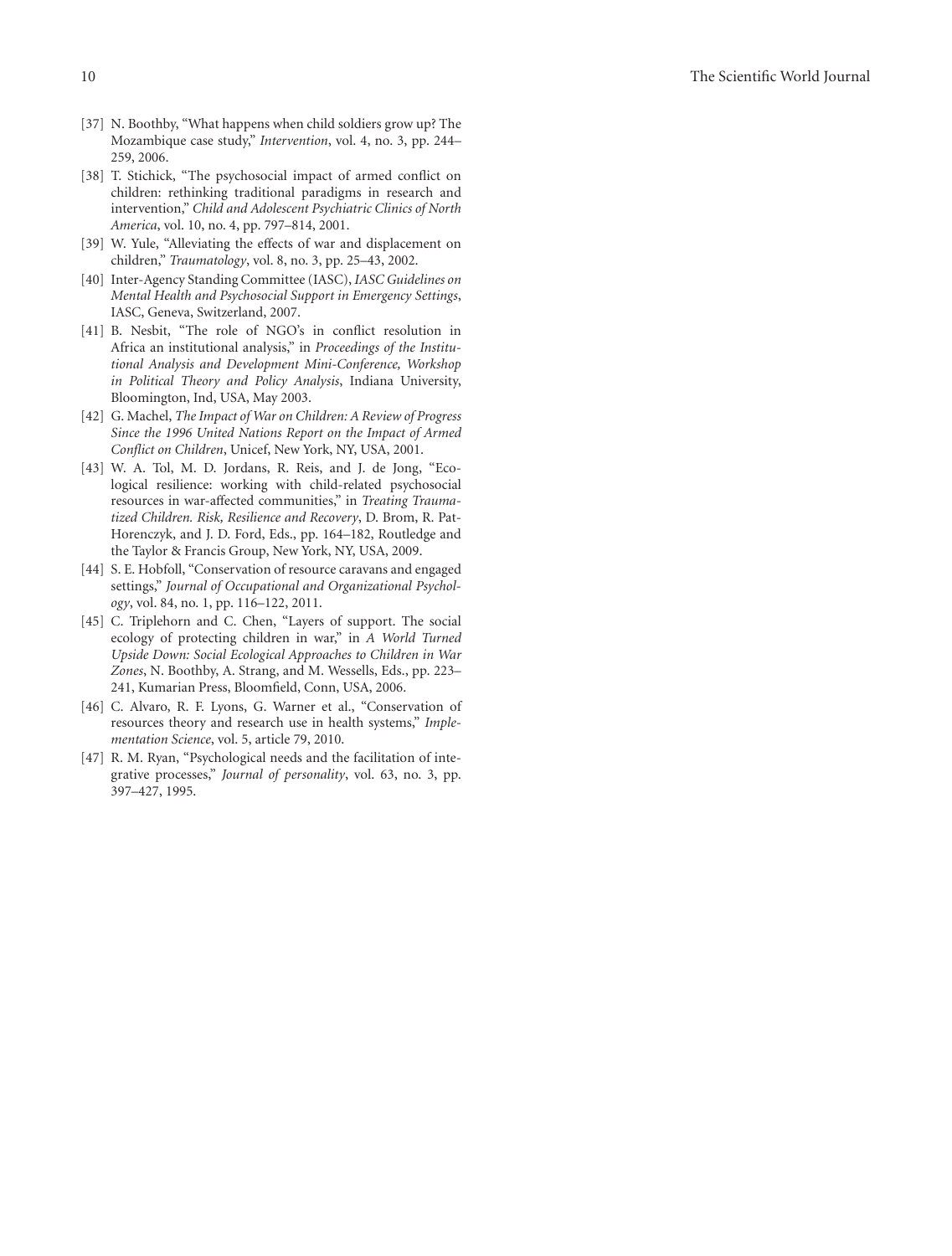[37] N. Boothby, "What happens when child soldiers grow up? The Mozambique case study," *Intervention*, vol. 4, no. 3, pp. 244–259, 2006.

[38] T. Stichick, "The psychosocial impact of armed conflict on children: rethinking traditional paradigms in research and intervention," *Child and Adolescent Psychiatric Clinics of North America*, vol. 10, no. 4, pp. 797–814, 2001.

[39] W. Yule, "Alleviating the effects of war and displacement on children," *Traumatology*, vol. 8, no. 3, pp. 25–43, 2002.

[40] Inter-Agency Standing Committee (IASC), *IASC Guidelines on Mental Health and Psychosocial Support in Emergency Settings*, IASC, Geneva, Switzerland, 2007.

[41] B. Nesbit, "The role of NGO's in conflict resolution in Africa an institutional analysis," in *Proceedings of the Institutional Analysis and Development Mini-Conference, Workshop in Political Theory and Policy Analysis*, Indiana University, Bloomington, Ind, USA, May 2003.

[42] G. Machel, *The Impact of War on Children: A Review of Progress Since the 1996 United Nations Report on the Impact of Armed Conflict on Children*, Unicef, New York, NY, USA, 2001.

[43] W. A. Tol, M. D. Jordans, R. Reis, and J. de Jong, "Ecological resilience: working with child-related psychosocial resources in war-affected communities," in *Treating Traumatized Children. Risk, Resilience and Recovery*, D. Brom, R. Pat-Horenczyk, and J. D. Ford, Eds., pp. 164–182, Routledge and the Taylor & Francis Group, New York, NY, USA, 2009.

[44] S. E. Hobfoll, "Conservation of resource caravans and engaged settings," *Journal of Occupational and Organizational Psychology*, vol. 84, no. 1, pp. 116–122, 2011.

[45] C. Triplehorn and C. Chen, "Layers of support. The social ecology of protecting children in war," in *A World Turned Upside Down: Social Ecological Approaches to Children in War Zones*, N. Boothby, A. Strang, and M. Wessells, Eds., pp. 223–241, Kumarian Press, Bloomfield, Conn, USA, 2006.

[46] C. Alvaro, R. F. Lyons, G. Warner et al., "Conservation of resources theory and research use in health systems," *Implementation Science*, vol. 5, article 79, 2010.

[47] R. M. Ryan, "Psychological needs and the facilitation of integrative processes," *Journal of personality*, vol. 63, no. 3, pp. 397–427, 1995.